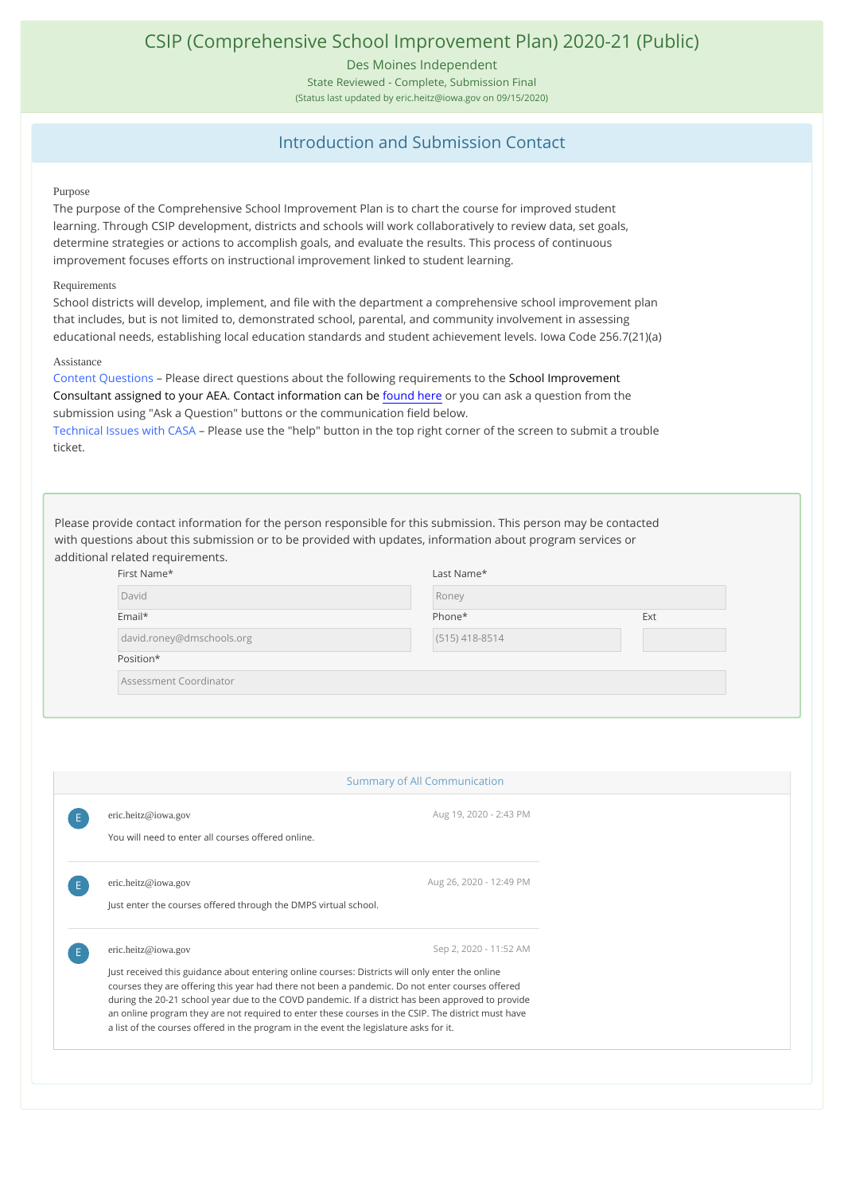# CSIP (Comprehensive School Improvement Plan) 2020-21 (Public)

Des Moines Independent

State Reviewed - Complete, Submission Final

(Status last updated by eric.heitz@iowa.gov on 09/15/2020)

## Introduction and Submission Contact

Purpose

The purpose of the Comprehensive School Improvement Plan is to chart the course for improved student learning. Through CSIP development, districts and schools will work collaboratively to review data, set goals, determine strategies or actions to accomplish goals, and evaluate the results. This process of continuous improvement focuses efforts on instructional improvement linked to student learning.

Requirements

School districts will develop, implement, and file with the department a comprehensive school improvement plan that includes, but is not limited to, demonstrated school, parental, and community involvement in assessing educational needs, establishing local education standards and student achievement levels. Iowa Code 256.7(21)(a)

Assistance

Content Questions – Please direct questions about the following requirements to the School Improvement Consultant assigned to your AEA. Contact information can be found here or you can ask a question from the submission using "Ask a Question" buttons or the communication field below.

Technical Issues with CASA – Please use the "help" button in the top right corner of the screen to submit a trouble ticket.

Please provide contact information for the person responsible for this submission. This person may be contacted with questions about this submission or to be provided with updates, information about program services or additional related requirements.

First Name*: David

Last Name*: Roney

Email*: david.roney@dmschools.org

Phone*: (515) 418-8514

Ext:

Position*: Assessment Coordinator

### Summary of All Communication

eric.heitz@iowa.gov — Aug 19, 2020 - 2:43 PM

You will need to enter all courses offered online.

eric.heitz@iowa.gov — Aug 26, 2020 - 12:49 PM

Just enter the courses offered through the DMPS virtual school.

eric.heitz@iowa.gov — Sep 2, 2020 - 11:52 AM

Just received this guidance about entering online courses: Districts will only enter the online courses they are offering this year had there not been a pandemic. Do not enter courses offered during the 20-21 school year due to the COVD pandemic. If a district has been approved to provide an online program they are not required to enter these courses in the CSIP. The district must have a list of the courses offered in the program in the event the legislature asks for it.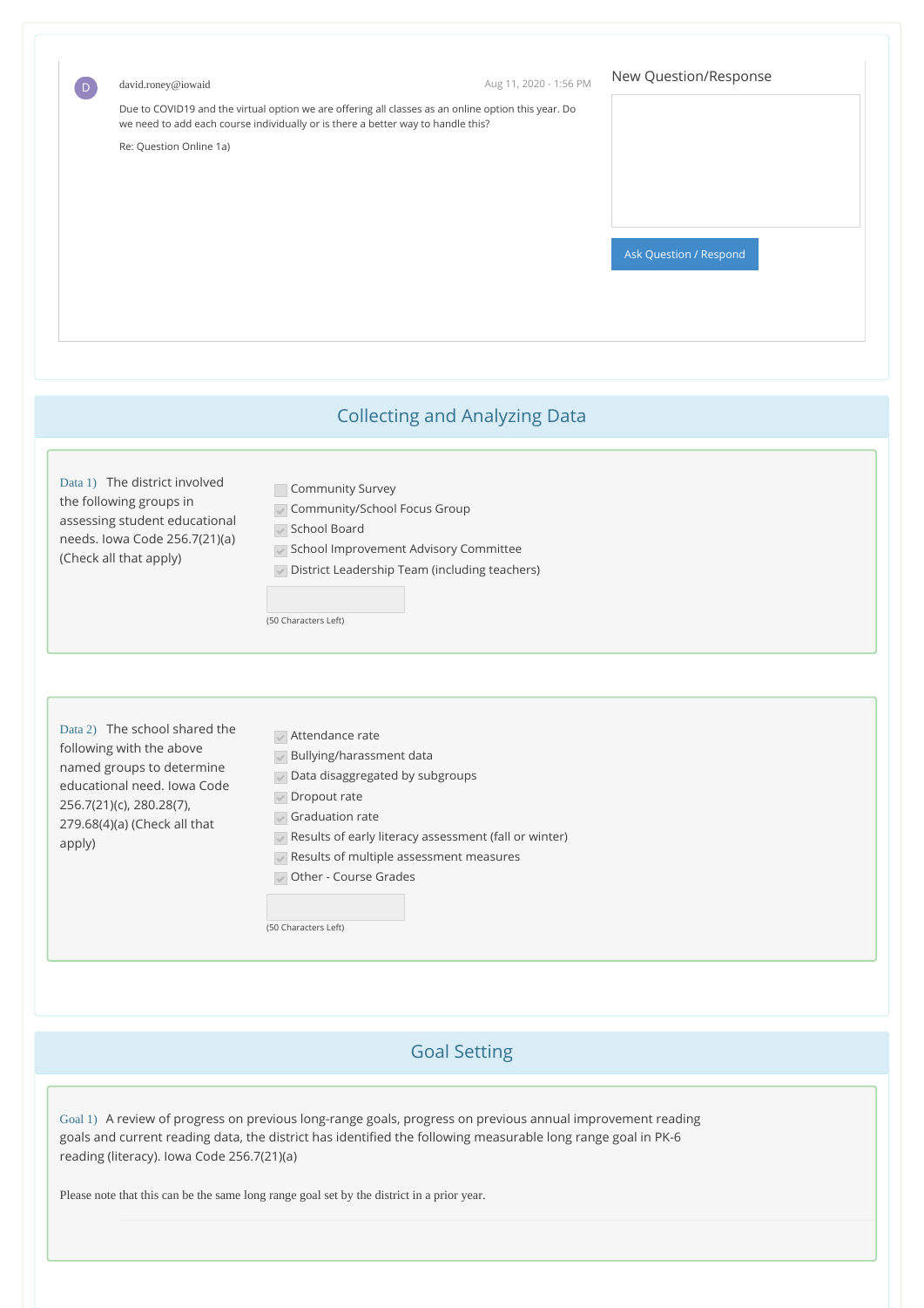D david.roney@iowaid Aug 11, 2020 - 1:56 PM

Due to COVID19 and the virtual option we are offering all classes as an online option this year. Do we need to add each course individually or is there a better way to handle this?

Re: Question Online 1a)

New Question/Response

Ask Question / Respond

## Collecting and Analyzing Data

Data 1) The district involved the following groups in assessing student educational needs. Iowa Code 256.7(21)(a) (Check all that apply)

- [ ] Community Survey
- [x] Community/School Focus Group
- [x] School Board
- [x] School Improvement Advisory Committee
- [x] District Leadership Team (including teachers)

(50 Characters Left)

Data 2) The school shared the following with the above named groups to determine educational need. Iowa Code 256.7(21)(c), 280.28(7), 279.68(4)(a) (Check all that apply)

- [x] Attendance rate
- [x] Bullying/harassment data
- [x] Data disaggregated by subgroups
- [x] Dropout rate
- [x] Graduation rate
- [x] Results of early literacy assessment (fall or winter)
- [x] Results of multiple assessment measures
- [x] Other - Course Grades

(50 Characters Left)

## Goal Setting

Goal 1) A review of progress on previous long-range goals, progress on previous annual improvement reading goals and current reading data, the district has identified the following measurable long range goal in PK-6 reading (literacy). Iowa Code 256.7(21)(a)

Please note that this can be the same long range goal set by the district in a prior year.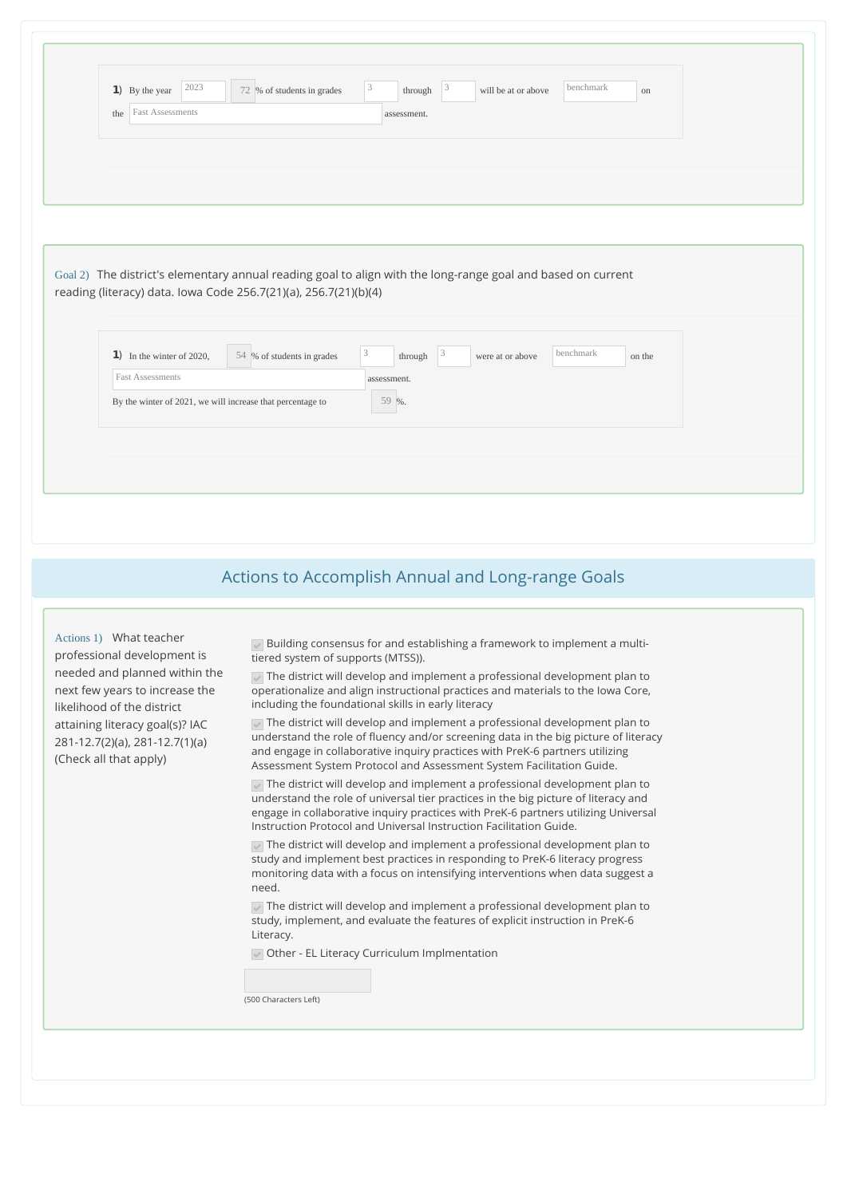1) By the year 2023 72 % of students in grades 3 through 3 will be at or above benchmark on the Fast Assessments assessment.

Goal 2) The district's elementary annual reading goal to align with the long-range goal and based on current reading (literacy) data. Iowa Code 256.7(21)(a), 256.7(21)(b)(4)

1) In the winter of 2020, 54 % of students in grades 3 through 3 were at or above benchmark on the Fast Assessments assessment.

By the winter of 2021, we will increase that percentage to 59 %.

## Actions to Accomplish Annual and Long-range Goals

Actions 1) What teacher professional development is needed and planned within the next few years to increase the likelihood of the district attaining literacy goal(s)? IAC 281-12.7(2)(a), 281-12.7(1)(a) (Check all that apply)

- [x] Building consensus for and establishing a framework to implement a multi-tiered system of supports (MTSS)).
- [x] The district will develop and implement a professional development plan to operationalize and align instructional practices and materials to the Iowa Core, including the foundational skills in early literacy
- [x] The district will develop and implement a professional development plan to understand the role of fluency and/or screening data in the big picture of literacy and engage in collaborative inquiry practices with PreK-6 partners utilizing Assessment System Protocol and Assessment System Facilitation Guide.
- [x] The district will develop and implement a professional development plan to understand the role of universal tier practices in the big picture of literacy and engage in collaborative inquiry practices with PreK-6 partners utilizing Universal Instruction Protocol and Universal Instruction Facilitation Guide.
- [x] The district will develop and implement a professional development plan to study and implement best practices in responding to PreK-6 literacy progress monitoring data with a focus on intensifying interventions when data suggest a need.
- [x] The district will develop and implement a professional development plan to study, implement, and evaluate the features of explicit instruction in PreK-6 Literacy.
- [x] Other - EL Literacy Curriculum Implmentation

(500 Characters Left)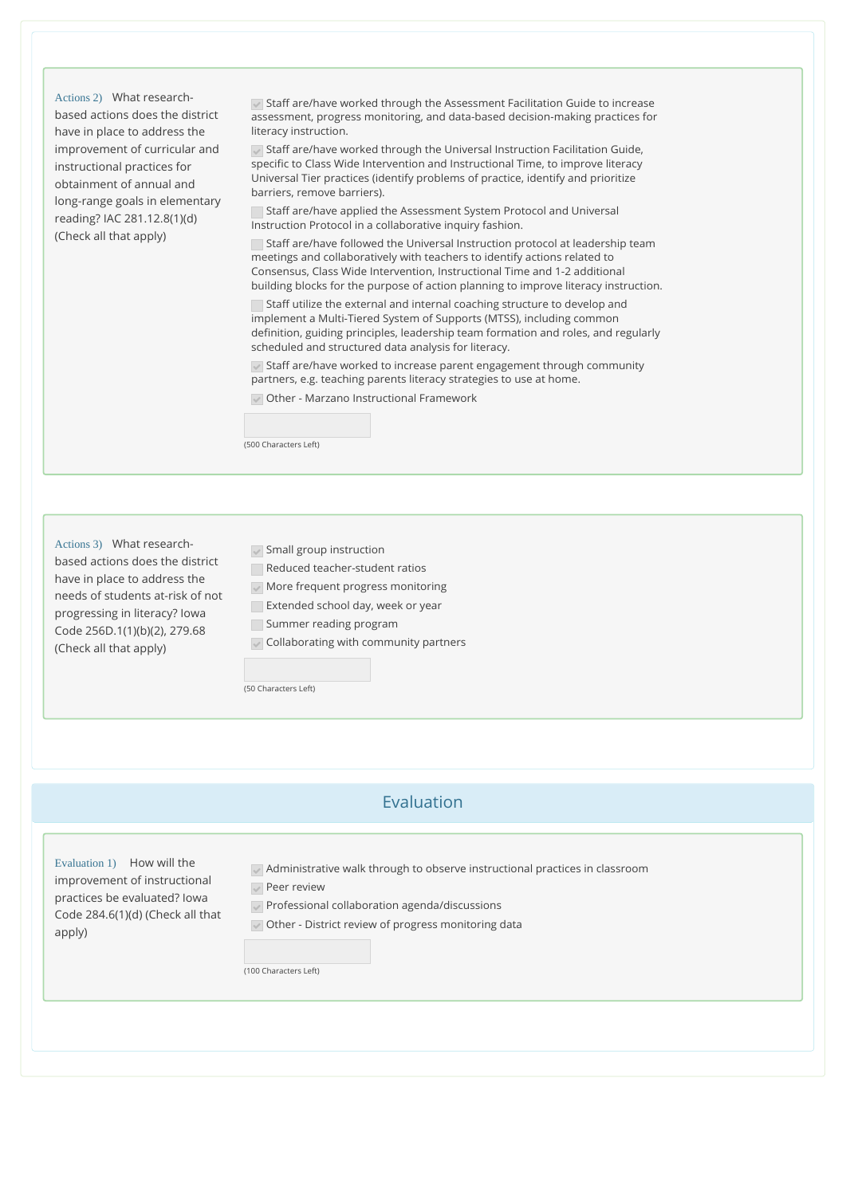**Actions 2)** What research-based actions does the district have in place to address the improvement of curricular and instructional practices for obtainment of annual and long-range goals in elementary reading? IAC 281.12.8(1)(d) (Check all that apply)

- [x] Staff are/have worked through the Assessment Facilitation Guide to increase assessment, progress monitoring, and data-based decision-making practices for literacy instruction.
- [x] Staff are/have worked through the Universal Instruction Facilitation Guide, specific to Class Wide Intervention and Instructional Time, to improve literacy Universal Tier practices (identify problems of practice, identify and prioritize barriers, remove barriers).
- [ ] Staff are/have applied the Assessment System Protocol and Universal Instruction Protocol in a collaborative inquiry fashion.
- [ ] Staff are/have followed the Universal Instruction protocol at leadership team meetings and collaboratively with teachers to identify actions related to Consensus, Class Wide Intervention, Instructional Time and 1-2 additional building blocks for the purpose of action planning to improve literacy instruction.
- [ ] Staff utilize the external and internal coaching structure to develop and implement a Multi-Tiered System of Supports (MTSS), including common definition, guiding principles, leadership team formation and roles, and regularly scheduled and structured data analysis for literacy.
- [x] Staff are/have worked to increase parent engagement through community partners, e.g. teaching parents literacy strategies to use at home.
- [x] Other - Marzano Instructional Framework

(500 Characters Left)

**Actions 3)** What research-based actions does the district have in place to address the needs of students at-risk of not progressing in literacy? Iowa Code 256D.1(1)(b)(2), 279.68 (Check all that apply)

- [x] Small group instruction
- [ ] Reduced teacher-student ratios
- [x] More frequent progress monitoring
- [ ] Extended school day, week or year
- [ ] Summer reading program
- [x] Collaborating with community partners

(50 Characters Left)

## Evaluation

**Evaluation 1)** How will the improvement of instructional practices be evaluated? Iowa Code 284.6(1)(d) (Check all that apply)

- [x] Administrative walk through to observe instructional practices in classroom
- [x] Peer review
- [x] Professional collaboration agenda/discussions
- [x] Other - District review of progress monitoring data

(100 Characters Left)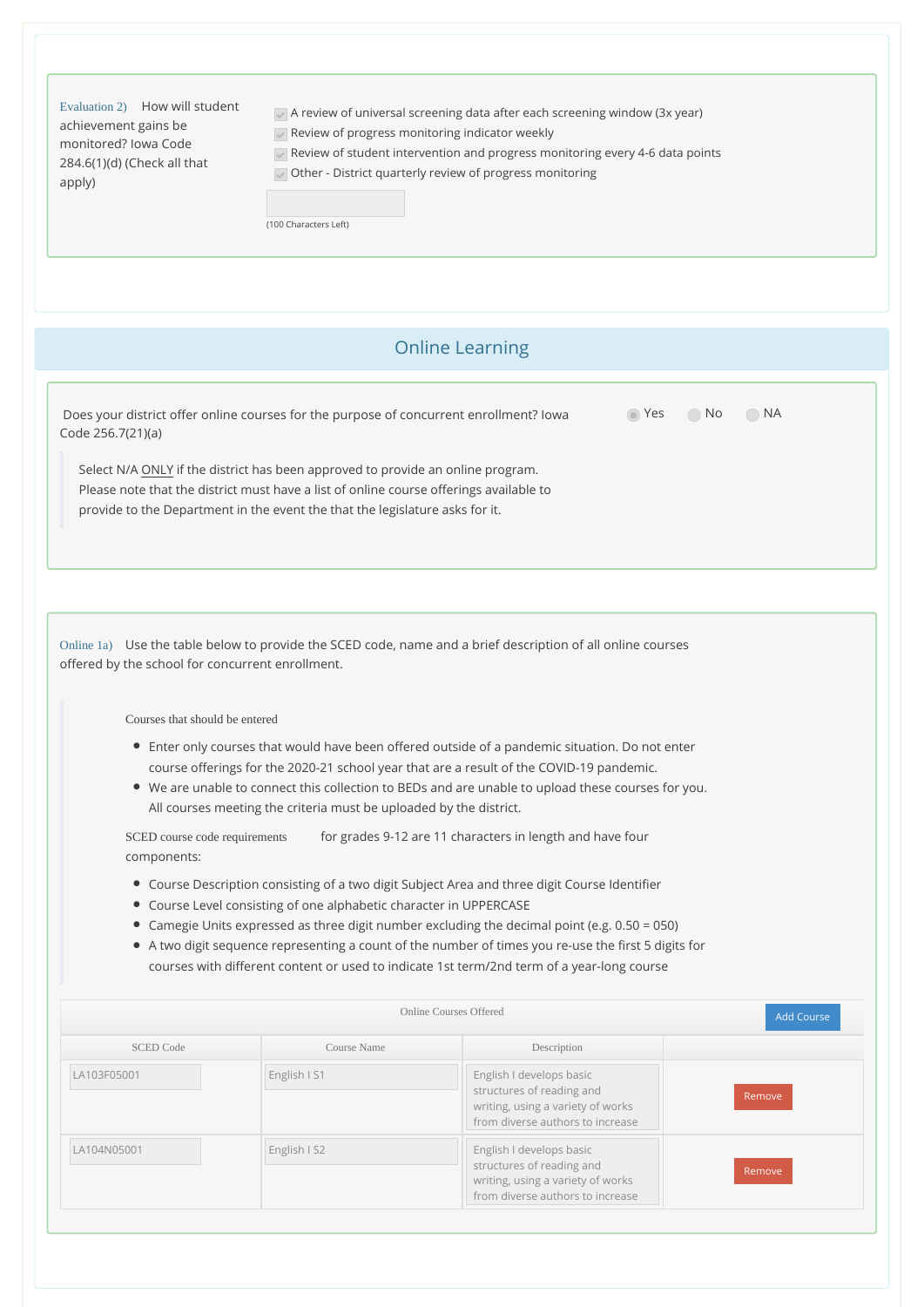Evaluation 2) How will student achievement gains be monitored? Iowa Code 284.6(1)(d) (Check all that apply)

- [x] A review of universal screening data after each screening window (3x year)
- [x] Review of progress monitoring indicator weekly
- [x] Review of student intervention and progress monitoring every 4-6 data points
- [x] Other - District quarterly review of progress monitoring

(100 Characters Left)

## Online Learning

Does your district offer online courses for the purpose of concurrent enrollment? Iowa Code 256.7(21)(a)

- (●) Yes
- ( ) No
- ( ) NA

> Select N/A ONLY if the district has been approved to provide an online program. Please note that the district must have a list of online course offerings available to provide to the Department in the event the that the legislature asks for it.

Online 1a) Use the table below to provide the SCED code, name and a brief description of all online courses offered by the school for concurrent enrollment.

> Courses that should be entered
>
> - Enter only courses that would have been offered outside of a pandemic situation. Do not enter course offerings for the 2020-21 school year that are a result of the COVID-19 pandemic.
> - We are unable to connect this collection to BEDs and are unable to upload these courses for you. All courses meeting the criteria must be uploaded by the district.
>
> SCED course code requirements for grades 9-12 are 11 characters in length and have four components:
>
> - Course Description consisting of a two digit Subject Area and three digit Course Identifier
> - Course Level consisting of one alphabetic character in UPPERCASE
> - Camegie Units expressed as three digit number excluding the decimal point (e.g. 0.50 = 050)
> - A two digit sequence representing a count of the number of times you re-use the first 5 digits for courses with different content or used to indicate 1st term/2nd term of a year-long course

Online Courses Offered

| SCED Code | Course Name | Description | |
|---|---|---|---|
| LA103F05001 | English I S1 | English I develops basic structures of reading and writing, using a variety of works from diverse authors to increase | Remove |
| LA104N05001 | English I S2 | English I develops basic structures of reading and writing, using a variety of works from diverse authors to increase | Remove |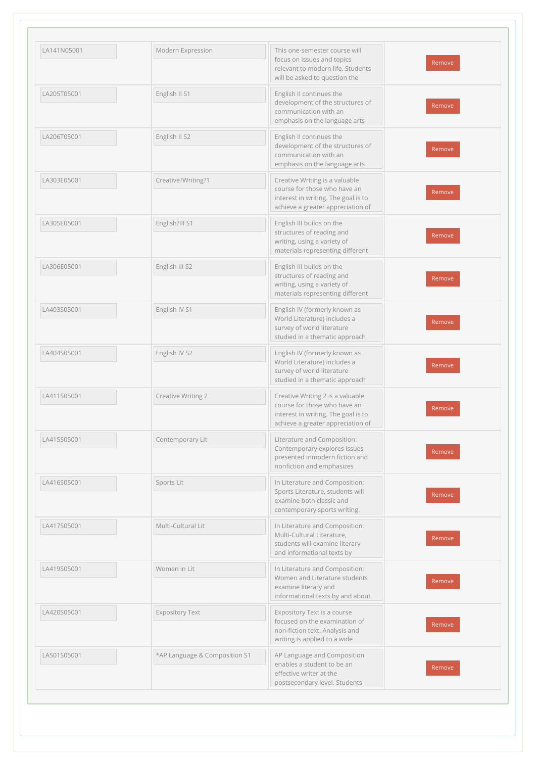| | | | |
|---|---|---|---|
| LA141N05001 | Modern Expression | This one-semester course will focus on issues and topics relevant to modern life. Students will be asked to question the | Remove |
| LA205T05001 | English II S1 | English II continues the development of the structures of communication with an emphasis on the language arts | Remove |
| LA206T05001 | English II S2 | English II continues the development of the structures of communication with an emphasis on the language arts | Remove |
| LA303E05001 | Creative?Writing?1 | Creative Writing is a valuable course for those who have an interest in writing. The goal is to achieve a greater appreciation of | Remove |
| LA305E05001 | English?III S1 | English III builds on the structures of reading and writing, using a variety of materials representing different | Remove |
| LA306E05001 | English III S2 | English III builds on the structures of reading and writing, using a variety of materials representing different | Remove |
| LA403S05001 | English IV S1 | English IV (formerly known as World Literature) includes a survey of world literature studied in a thematic approach | Remove |
| LA404S05001 | English IV S2 | English IV (formerly known as World Literature) includes a survey of world literature studied in a thematic approach | Remove |
| LA411S05001 | Creative Writing 2 | Creative Writing 2 is a valuable course for those who have an interest in writing. The goal is to achieve a greater appreciation of | Remove |
| LA415S05001 | Contemporary Lit | Literature and Composition: Contemporary explores issues presented inmodern fiction and nonfiction and emphasizes | Remove |
| LA416S05001 | Sports Lit | In Literature and Composition: Sports Literature, students will examine both classic and contemporary sports writing. | Remove |
| LA417S05001 | Multi-Cultural Lit | In Literature and Composition: Multi-Cultural Literature, students will examine literary and informational texts by | Remove |
| LA419S05001 | Women in Lit | In Literature and Composition: Women and Literature students examine literary and informational texts by and about | Remove |
| LA420S05001 | Expository Text | Expository Text is a course focused on the examination of non-fiction text. Analysis and writing is applied to a wide | Remove |
| LA501S05001 | *AP Language & Composition S1 | AP Language and Composition enables a student to be an effective writer at the postsecondary level. Students | Remove |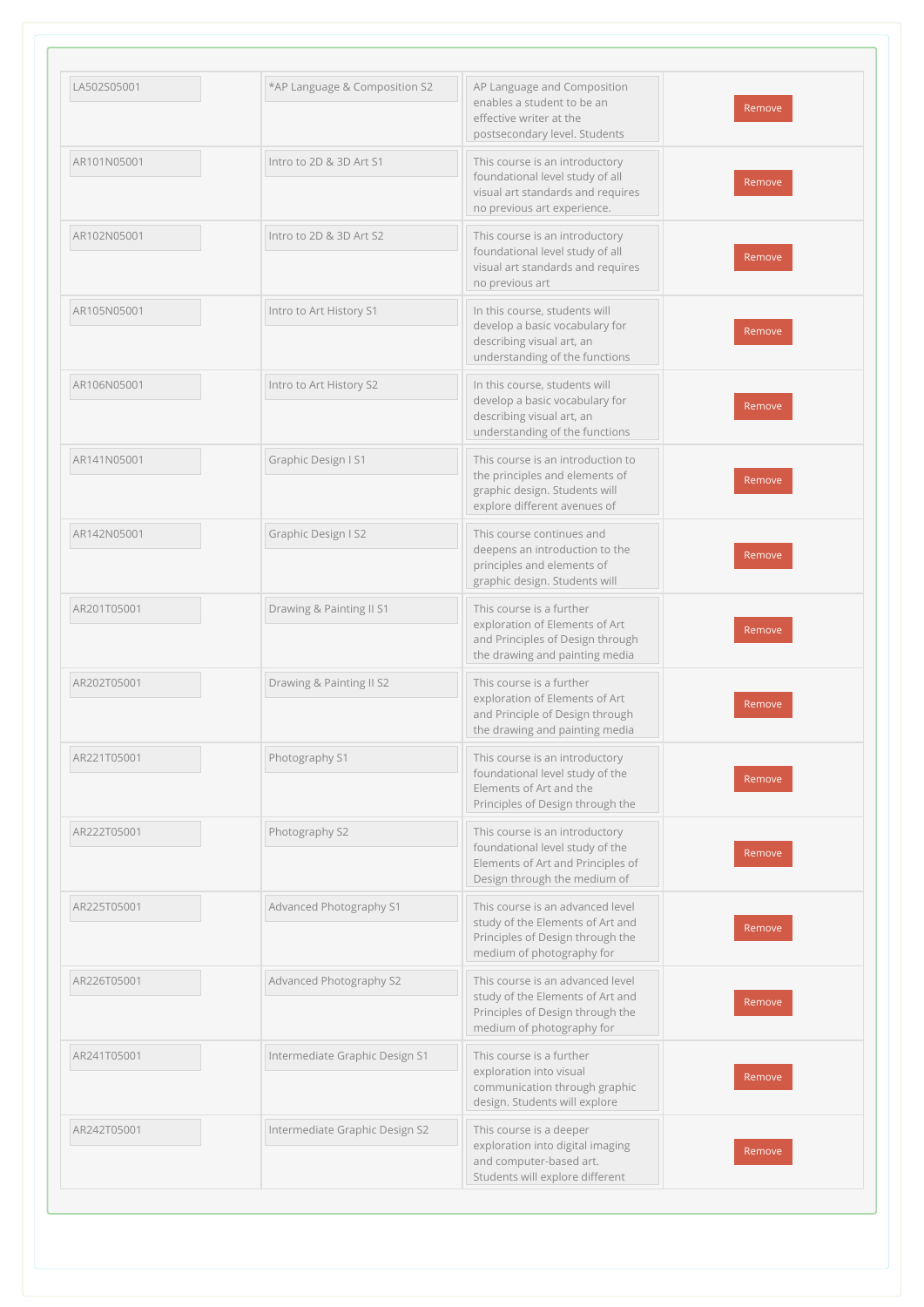| | | | |
|---|---|---|---|
| LA502S05001 | *AP Language & Composition S2 | AP Language and Composition enables a student to be an effective writer at the postsecondary level. Students | Remove |
| AR101N05001 | Intro to 2D & 3D Art S1 | This course is an introductory foundational level study of all visual art standards and requires no previous art experience. | Remove |
| AR102N05001 | Intro to 2D & 3D Art S2 | This course is an introductory foundational level study of all visual art standards and requires no previous art | Remove |
| AR105N05001 | Intro to Art History S1 | In this course, students will develop a basic vocabulary for describing visual art, an understanding of the functions | Remove |
| AR106N05001 | Intro to Art History S2 | In this course, students will develop a basic vocabulary for describing visual art, an understanding of the functions | Remove |
| AR141N05001 | Graphic Design I S1 | This course is an introduction to the principles and elements of graphic design. Students will explore different avenues of | Remove |
| AR142N05001 | Graphic Design I S2 | This course continues and deepens an introduction to the principles and elements of graphic design. Students will | Remove |
| AR201T05001 | Drawing & Painting II S1 | This course is a further exploration of Elements of Art and Principles of Design through the drawing and painting media | Remove |
| AR202T05001 | Drawing & Painting II S2 | This course is a further exploration of Elements of Art and Principle of Design through the drawing and painting media | Remove |
| AR221T05001 | Photography S1 | This course is an introductory foundational level study of the Elements of Art and the Principles of Design through the | Remove |
| AR222T05001 | Photography S2 | This course is an introductory foundational level study of the Elements of Art and Principles of Design through the medium of | Remove |
| AR225T05001 | Advanced Photography S1 | This course is an advanced level study of the Elements of Art and Principles of Design through the medium of photography for | Remove |
| AR226T05001 | Advanced Photography S2 | This course is an advanced level study of the Elements of Art and Principles of Design through the medium of photography for | Remove |
| AR241T05001 | Intermediate Graphic Design S1 | This course is a further exploration into visual communication through graphic design. Students will explore | Remove |
| AR242T05001 | Intermediate Graphic Design S2 | This course is a deeper exploration into digital imaging and computer-based art. Students will explore different | Remove |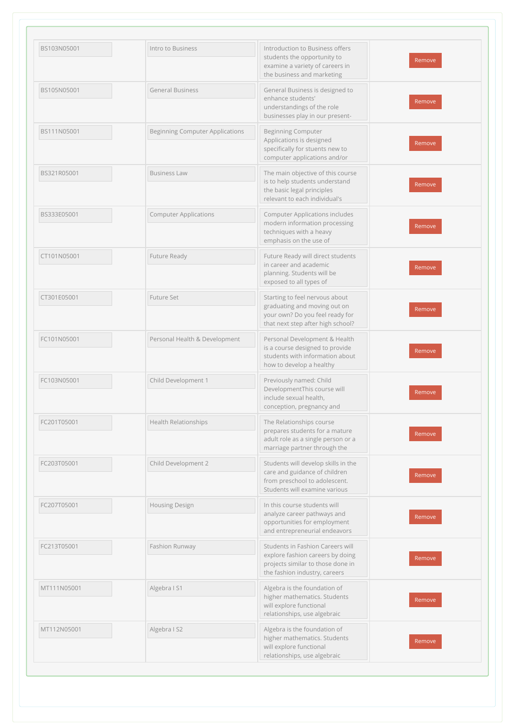| | | | |
|---|---|---|---|
| BS103N05001 | Intro to Business | Introduction to Business offers students the opportunity to examine a variety of careers in the business and marketing | Remove |
| BS105N05001 | General Business | General Business is designed to enhance students' understandings of the role businesses play in our present- | Remove |
| BS111N05001 | Beginning Computer Applications | Beginning Computer Applications is designed specifically for students new to computer applications and/or | Remove |
| BS321R05001 | Business Law | The main objective of this course is to help students understand the basic legal principles relevant to each individual's | Remove |
| BS333E05001 | Computer Applications | Computer Applications includes modern information processing techniques with a heavy emphasis on the use of | Remove |
| CT101N05001 | Future Ready | Future Ready will direct students in career and academic planning. Students will be exposed to all types of | Remove |
| CT301E05001 | Future Set | Starting to feel nervous about graduating and moving out on your own? Do you feel ready for that next step after high school? | Remove |
| FC101N05001 | Personal Health & Development | Personal Development & Health is a course designed to provide students with information about how to develop a healthy | Remove |
| FC103N05001 | Child Development 1 | Previously named: Child DevelopmentThis course will include sexual health, conception, pregnancy and | Remove |
| FC201T05001 | Health Relationships | The Relationships course prepares students for a mature adult role as a single person or a marriage partner through the | Remove |
| FC203T05001 | Child Development 2 | Students will develop skills in the care and guidance of children from preschool to adolescent. Students will examine various | Remove |
| FC207T05001 | Housing Design | In this course students will analyze career pathways and opportunities for employment and entrepreneurial endeavors | Remove |
| FC213T05001 | Fashion Runway | Students in Fashion Careers will explore fashion careers by doing projects similar to those done in the fashion industry, careers | Remove |
| MT111N05001 | Algebra I S1 | Algebra is the foundation of higher mathematics. Students will explore functional relationships, use algebraic | Remove |
| MT112N05001 | Algebra I S2 | Algebra is the foundation of higher mathematics. Students will explore functional relationships, use algebraic | Remove |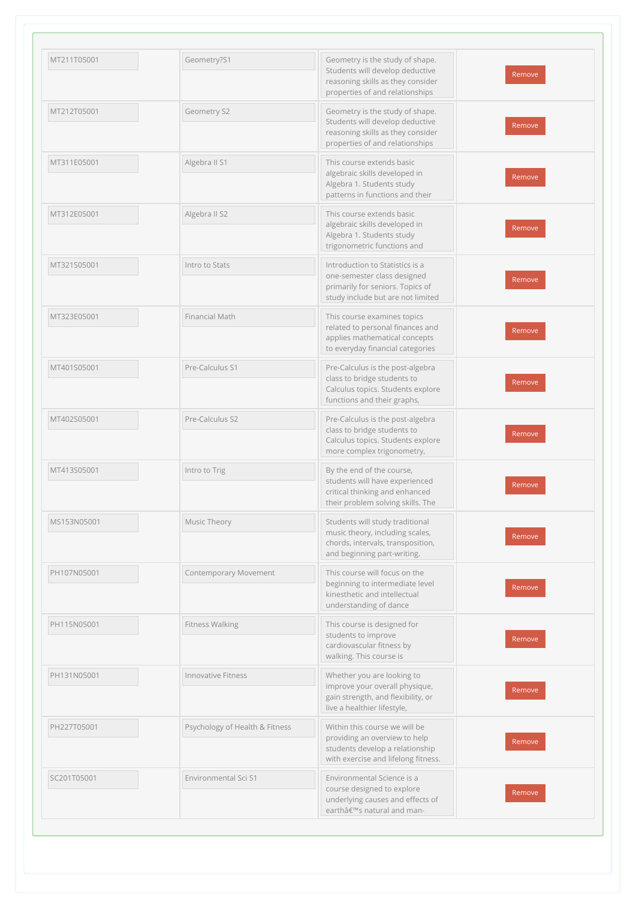| | | | |
|---|---|---|---|
| MT211T05001 | Geometry?S1 | Geometry is the study of shape. Students will develop deductive reasoning skills as they consider properties of and relationships | Remove |
| MT212T05001 | Geometry S2 | Geometry is the study of shape. Students will develop deductive reasoning skills as they consider properties of and relationships | Remove |
| MT311E05001 | Algebra II S1 | This course extends basic algebraic skills developed in Algebra 1. Students study patterns in functions and their | Remove |
| MT312E05001 | Algebra II S2 | This course extends basic algebraic skills developed in Algebra 1. Students study trigonometric functions and | Remove |
| MT321S05001 | Intro to Stats | Introduction to Statistics is a one-semester class designed primarily for seniors. Topics of study include but are not limited | Remove |
| MT323E05001 | Financial Math | This course examines topics related to personal finances and applies mathematical concepts to everyday financial categories | Remove |
| MT401S05001 | Pre-Calculus S1 | Pre-Calculus is the post-algebra class to bridge students to Calculus topics. Students explore functions and their graphs, | Remove |
| MT402S05001 | Pre-Calculus S2 | Pre-Calculus is the post-algebra class to bridge students to Calculus topics. Students explore more complex trigonometry, | Remove |
| MT413S05001 | Intro to Trig | By the end of the course, students will have experienced critical thinking and enhanced their problem solving skills. The | Remove |
| MS153N05001 | Music Theory | Students will study traditional music theory, including scales, chords, intervals, transposition, and beginning part-writing. | Remove |
| PH107N05001 | Contemporary Movement | This course will focus on the beginning to intermediate level kinesthetic and intellectual understanding of dance | Remove |
| PH115N05001 | Fitness Walking | This course is designed for students to improve cardiovascular fitness by walking. This course is | Remove |
| PH131N05001 | Innovative Fitness | Whether you are looking to improve your overall physique, gain strength, and flexibility, or live a healthier lifestyle, | Remove |
| PH227T05001 | Psychology of Health & Fitness | Within this course we will be providing an overview to help students develop a relationship with exercise and lifelong fitness. | Remove |
| SC201T05001 | Environmental Sci S1 | Environmental Science is a course designed to explore underlying causes and effects of earthâ€™s natural and man- | Remove |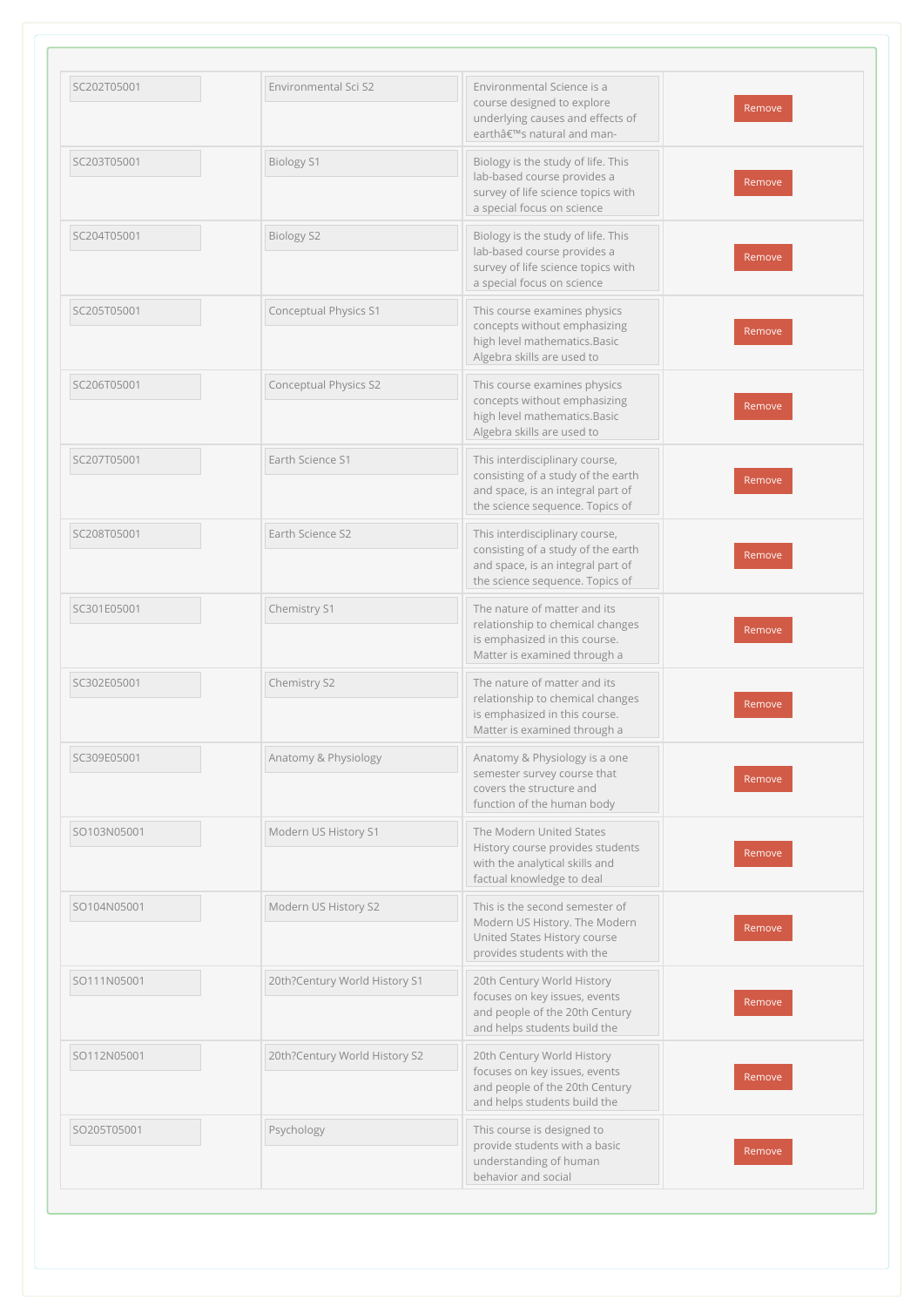| | | | |
|---|---|---|---|
| SC202T05001 | Environmental Sci S2 | Environmental Science is a course designed to explore underlying causes and effects of earthâ€™s natural and man- | Remove |
| SC203T05001 | Biology S1 | Biology is the study of life. This lab-based course provides a survey of life science topics with a special focus on science | Remove |
| SC204T05001 | Biology S2 | Biology is the study of life. This lab-based course provides a survey of life science topics with a special focus on science | Remove |
| SC205T05001 | Conceptual Physics S1 | This course examines physics concepts without emphasizing high level mathematics.Basic Algebra skills are used to | Remove |
| SC206T05001 | Conceptual Physics S2 | This course examines physics concepts without emphasizing high level mathematics.Basic Algebra skills are used to | Remove |
| SC207T05001 | Earth Science S1 | This interdisciplinary course, consisting of a study of the earth and space, is an integral part of the science sequence. Topics of | Remove |
| SC208T05001 | Earth Science S2 | This interdisciplinary course, consisting of a study of the earth and space, is an integral part of the science sequence. Topics of | Remove |
| SC301E05001 | Chemistry S1 | The nature of matter and its relationship to chemical changes is emphasized in this course. Matter is examined through a | Remove |
| SC302E05001 | Chemistry S2 | The nature of matter and its relationship to chemical changes is emphasized in this course. Matter is examined through a | Remove |
| SC309E05001 | Anatomy & Physiology | Anatomy & Physiology is a one semester survey course that covers the structure and function of the human body | Remove |
| SO103N05001 | Modern US History S1 | The Modern United States History course provides students with the analytical skills and factual knowledge to deal | Remove |
| SO104N05001 | Modern US History S2 | This is the second semester of Modern US History. The Modern United States History course provides students with the | Remove |
| SO111N05001 | 20th?Century World History S1 | 20th Century World History focuses on key issues, events and people of the 20th Century and helps students build the | Remove |
| SO112N05001 | 20th?Century World History S2 | 20th Century World History focuses on key issues, events and people of the 20th Century and helps students build the | Remove |
| SO205T05001 | Psychology | This course is designed to provide students with a basic understanding of human behavior and social | Remove |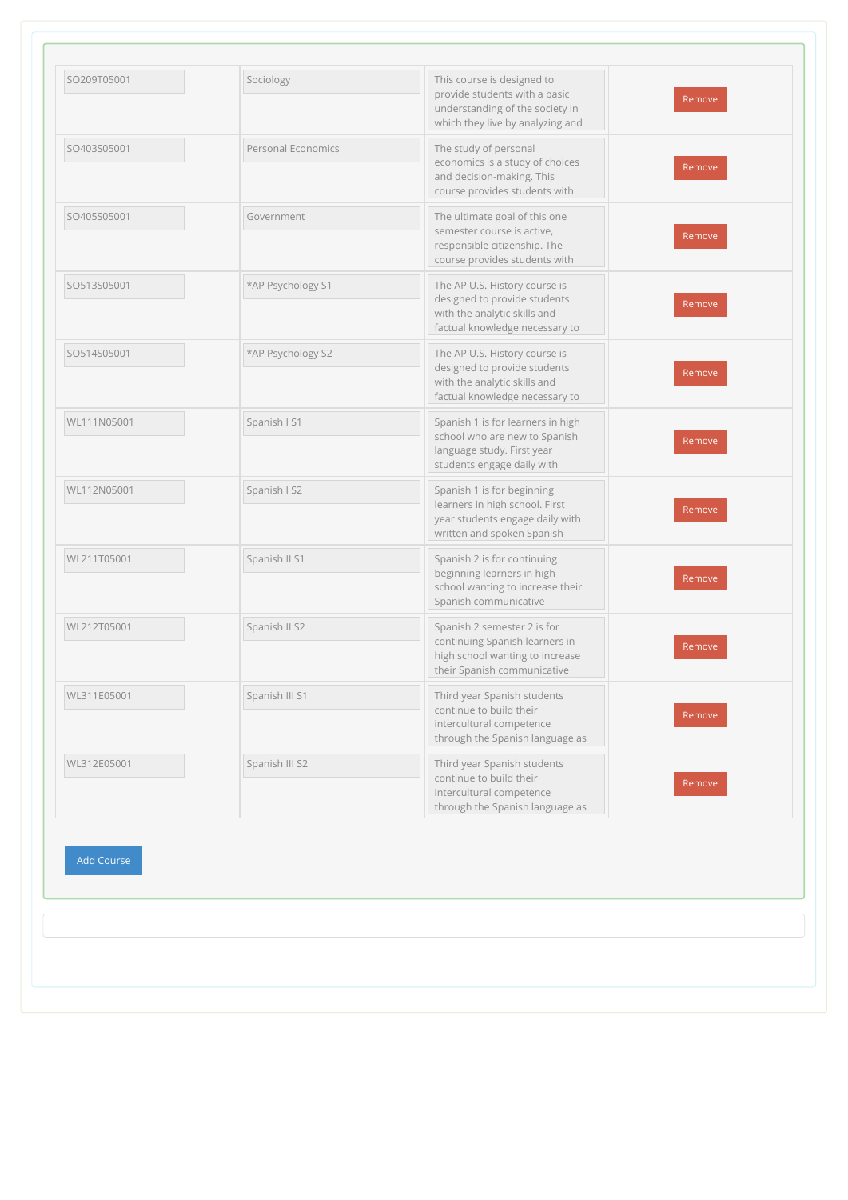| | | | |
|---|---|---|---|
| SO209T05001 | Sociology | This course is designed to provide students with a basic understanding of the society in which they live by analyzing and | Remove |
| SO403S05001 | Personal Economics | The study of personal economics is a study of choices and decision-making. This course provides students with | Remove |
| SO405S05001 | Government | The ultimate goal of this one semester course is active, responsible citizenship. The course provides students with | Remove |
| SO513S05001 | *AP Psychology S1 | The AP U.S. History course is designed to provide students with the analytic skills and factual knowledge necessary to | Remove |
| SO514S05001 | *AP Psychology S2 | The AP U.S. History course is designed to provide students with the analytic skills and factual knowledge necessary to | Remove |
| WL111N05001 | Spanish I S1 | Spanish 1 is for learners in high school who are new to Spanish language study. First year students engage daily with | Remove |
| WL112N05001 | Spanish I S2 | Spanish 1 is for beginning learners in high school. First year students engage daily with written and spoken Spanish | Remove |
| WL211T05001 | Spanish II S1 | Spanish 2 is for continuing beginning learners in high school wanting to increase their Spanish communicative | Remove |
| WL212T05001 | Spanish II S2 | Spanish 2 semester 2 is for continuing Spanish learners in high school wanting to increase their Spanish communicative | Remove |
| WL311E05001 | Spanish III S1 | Third year Spanish students continue to build their intercultural competence through the Spanish language as | Remove |
| WL312E05001 | Spanish III S2 | Third year Spanish students continue to build their intercultural competence through the Spanish language as | Remove |

Add Course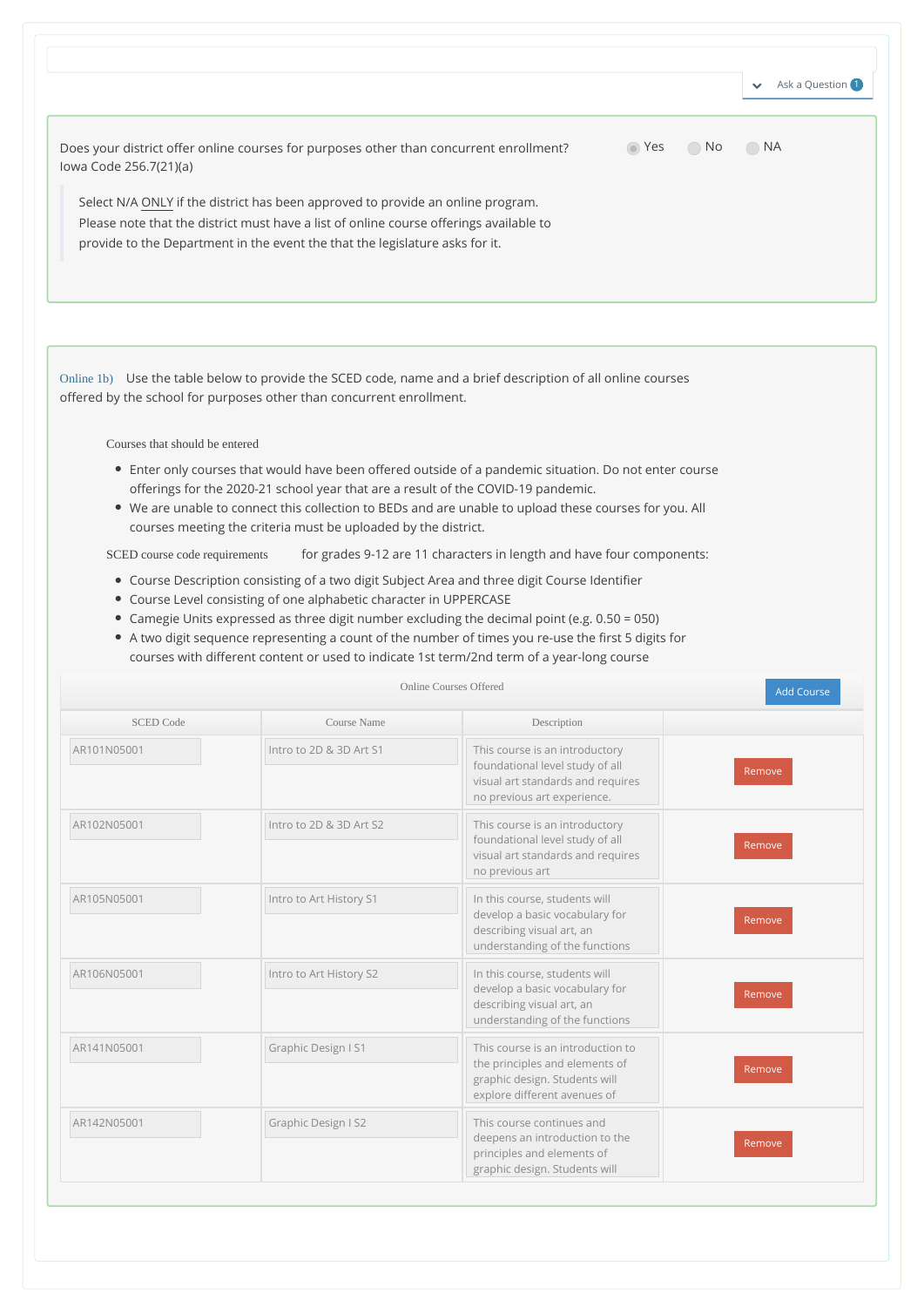Ask a Question 1

Does your district offer online courses for purposes other than concurrent enrollment?
Iowa Code 256.7(21)(a)

- (selected) Yes
- No
- NA

> Select N/A ONLY if the district has been approved to provide an online program.
> Please note that the district must have a list of online course offerings available to provide to the Department in the event the that the legislature asks for it.

Online 1b) Use the table below to provide the SCED code, name and a brief description of all online courses offered by the school for purposes other than concurrent enrollment.

Courses that should be entered

- Enter only courses that would have been offered outside of a pandemic situation. Do not enter course offerings for the 2020-21 school year that are a result of the COVID-19 pandemic.
- We are unable to connect this collection to BEDs and are unable to upload these courses for you. All courses meeting the criteria must be uploaded by the district.

SCED course code requirements for grades 9-12 are 11 characters in length and have four components:

- Course Description consisting of a two digit Subject Area and three digit Course Identifier
- Course Level consisting of one alphabetic character in UPPERCASE
- Camegie Units expressed as three digit number excluding the decimal point (e.g. 0.50 = 050)
- A two digit sequence representing a count of the number of times you re-use the first 5 digits for courses with different content or used to indicate 1st term/2nd term of a year-long course

Online Courses Offered

Add Course

| SCED Code | Course Name | Description | |
|---|---|---|---|
| AR101N05001 | Intro to 2D & 3D Art S1 | This course is an introductory foundational level study of all visual art standards and requires no previous art experience. | Remove |
| AR102N05001 | Intro to 2D & 3D Art S2 | This course is an introductory foundational level study of all visual art standards and requires no previous art | Remove |
| AR105N05001 | Intro to Art History S1 | In this course, students will develop a basic vocabulary for describing visual art, an understanding of the functions | Remove |
| AR106N05001 | Intro to Art History S2 | In this course, students will develop a basic vocabulary for describing visual art, an understanding of the functions | Remove |
| AR141N05001 | Graphic Design I S1 | This course is an introduction to the principles and elements of graphic design. Students will explore different avenues of | Remove |
| AR142N05001 | Graphic Design I S2 | This course continues and deepens an introduction to the principles and elements of graphic design. Students will | Remove |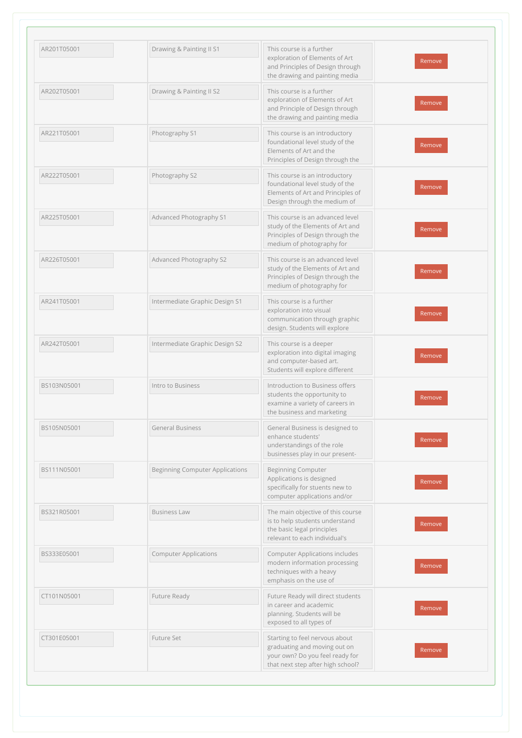| | | | |
|---|---|---|---|
| AR201T05001 | Drawing & Painting II S1 | This course is a further exploration of Elements of Art and Principles of Design through the drawing and painting media | Remove |
| AR202T05001 | Drawing & Painting II S2 | This course is a further exploration of Elements of Art and Principle of Design through the drawing and painting media | Remove |
| AR221T05001 | Photography S1 | This course is an introductory foundational level study of the Elements of Art and the Principles of Design through the | Remove |
| AR222T05001 | Photography S2 | This course is an introductory foundational level study of the Elements of Art and Principles of Design through the medium of | Remove |
| AR225T05001 | Advanced Photography S1 | This course is an advanced level study of the Elements of Art and Principles of Design through the medium of photography for | Remove |
| AR226T05001 | Advanced Photography S2 | This course is an advanced level study of the Elements of Art and Principles of Design through the medium of photography for | Remove |
| AR241T05001 | Intermediate Graphic Design S1 | This course is a further exploration into visual communication through graphic design. Students will explore | Remove |
| AR242T05001 | Intermediate Graphic Design S2 | This course is a deeper exploration into digital imaging and computer-based art. Students will explore different | Remove |
| BS103N05001 | Intro to Business | Introduction to Business offers students the opportunity to examine a variety of careers in the business and marketing | Remove |
| BS105N05001 | General Business | General Business is designed to enhance students' understandings of the role businesses play in our present- | Remove |
| BS111N05001 | Beginning Computer Applications | Beginning Computer Applications is designed specifically for stuents new to computer applications and/or | Remove |
| BS321R05001 | Business Law | The main objective of this course is to help students understand the basic legal principles relevant to each individual's | Remove |
| BS333E05001 | Computer Applications | Computer Applications includes modern information processing techniques with a heavy emphasis on the use of | Remove |
| CT101N05001 | Future Ready | Future Ready will direct students in career and academic planning. Students will be exposed to all types of | Remove |
| CT301E05001 | Future Set | Starting to feel nervous about graduating and moving out on your own? Do you feel ready for that next step after high school? | Remove |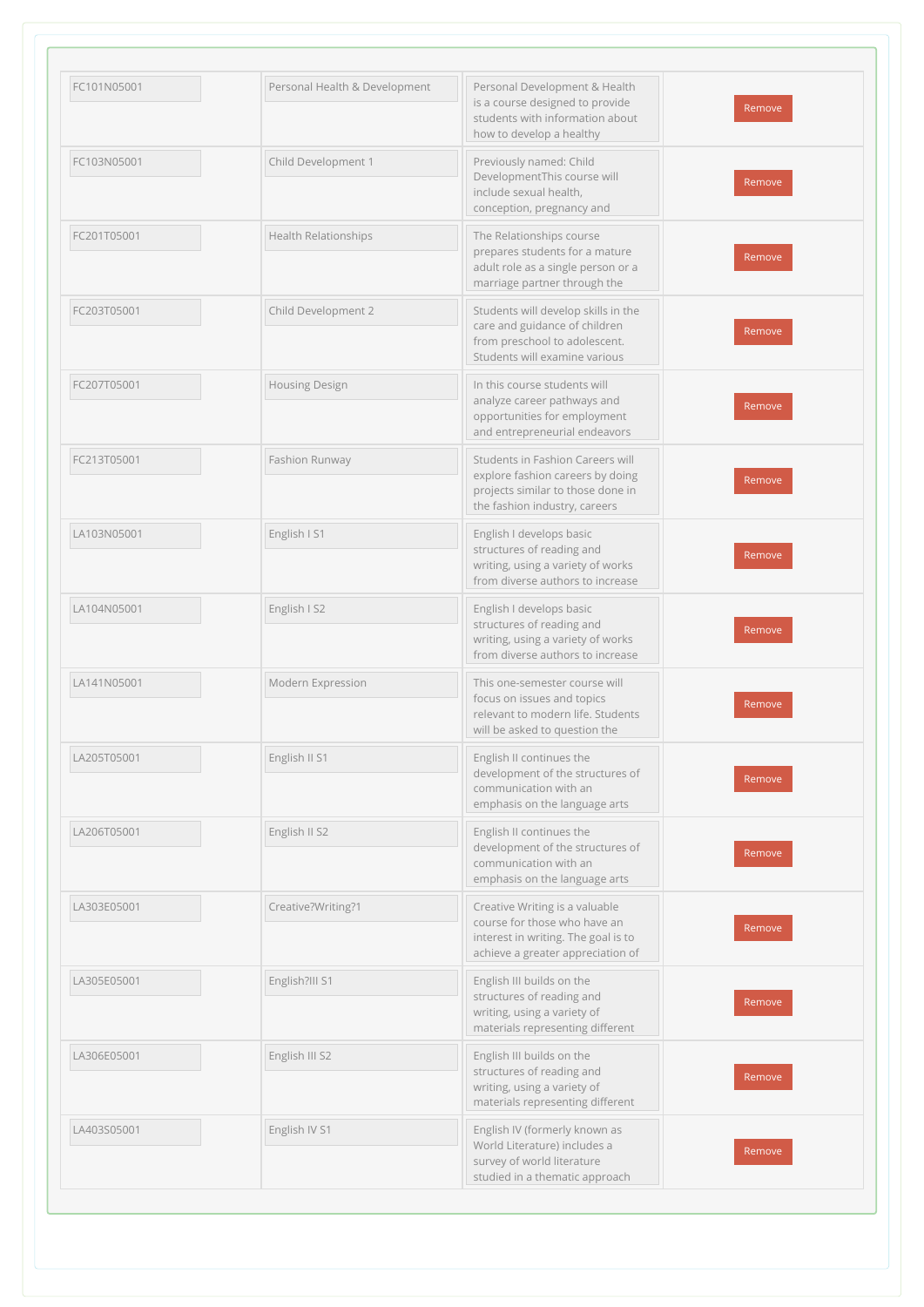| | | | |
|---|---|---|---|
| FC101N05001 | Personal Health & Development | Personal Development & Health is a course designed to provide students with information about how to develop a healthy | Remove |
| FC103N05001 | Child Development 1 | Previously named: Child DevelopmentThis course will include sexual health, conception, pregnancy and | Remove |
| FC201T05001 | Health Relationships | The Relationships course prepares students for a mature adult role as a single person or a marriage partner through the | Remove |
| FC203T05001 | Child Development 2 | Students will develop skills in the care and guidance of children from preschool to adolescent. Students will examine various | Remove |
| FC207T05001 | Housing Design | In this course students will analyze career pathways and opportunities for employment and entrepreneurial endeavors | Remove |
| FC213T05001 | Fashion Runway | Students in Fashion Careers will explore fashion careers by doing projects similar to those done in the fashion industry, careers | Remove |
| LA103N05001 | English I S1 | English I develops basic structures of reading and writing, using a variety of works from diverse authors to increase | Remove |
| LA104N05001 | English I S2 | English I develops basic structures of reading and writing, using a variety of works from diverse authors to increase | Remove |
| LA141N05001 | Modern Expression | This one-semester course will focus on issues and topics relevant to modern life. Students will be asked to question the | Remove |
| LA205T05001 | English II S1 | English II continues the development of the structures of communication with an emphasis on the language arts | Remove |
| LA206T05001 | English II S2 | English II continues the development of the structures of communication with an emphasis on the language arts | Remove |
| LA303E05001 | Creative?Writing?1 | Creative Writing is a valuable course for those who have an interest in writing. The goal is to achieve a greater appreciation of | Remove |
| LA305E05001 | English?III S1 | English III builds on the structures of reading and writing, using a variety of materials representing different | Remove |
| LA306E05001 | English III S2 | English III builds on the structures of reading and writing, using a variety of materials representing different | Remove |
| LA403S05001 | English IV S1 | English IV (formerly known as World Literature) includes a survey of world literature studied in a thematic approach | Remove |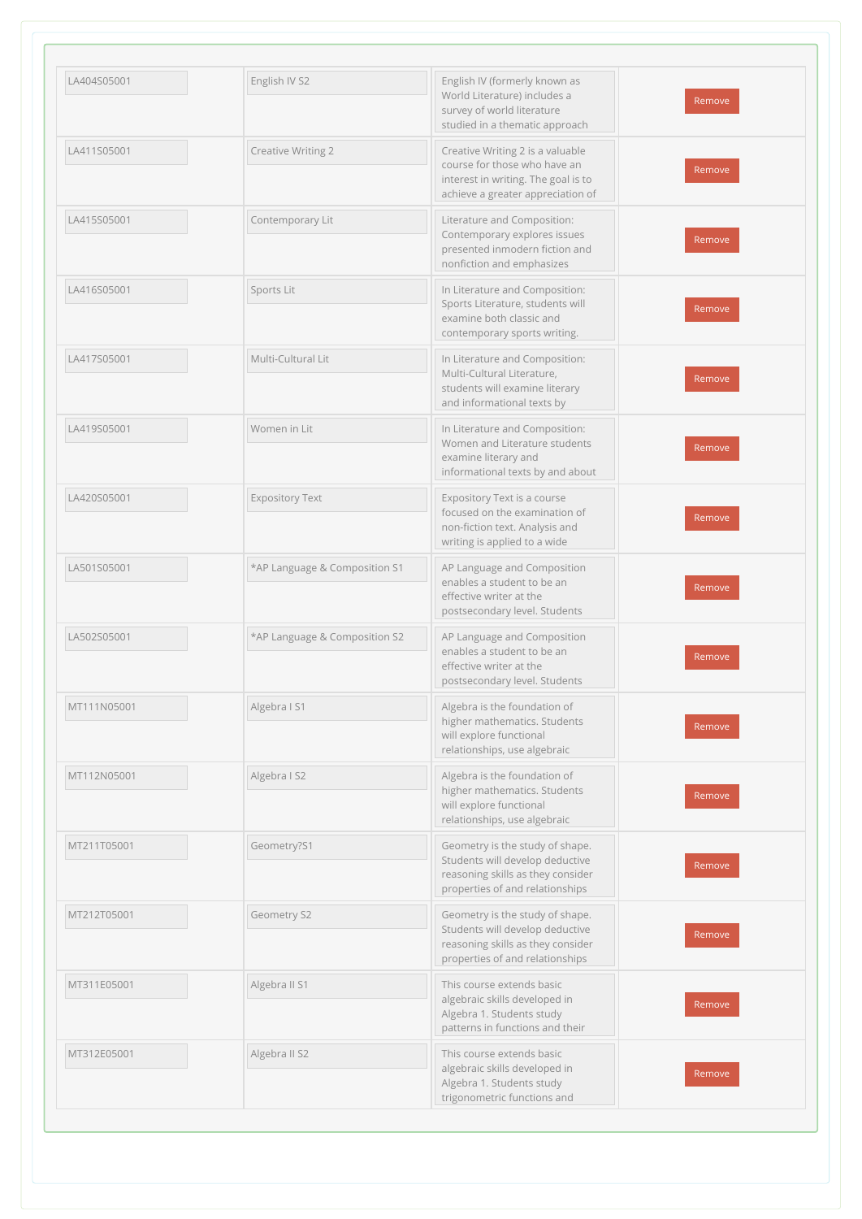| | | | |
|---|---|---|---|
| LA404S05001 | English IV S2 | English IV (formerly known as World Literature) includes a survey of world literature studied in a thematic approach | Remove |
| LA411S05001 | Creative Writing 2 | Creative Writing 2 is a valuable course for those who have an interest in writing. The goal is to achieve a greater appreciation of | Remove |
| LA415S05001 | Contemporary Lit | Literature and Composition: Contemporary explores issues presented inmodern fiction and nonfiction and emphasizes | Remove |
| LA416S05001 | Sports Lit | In Literature and Composition: Sports Literature, students will examine both classic and contemporary sports writing. | Remove |
| LA417S05001 | Multi-Cultural Lit | In Literature and Composition: Multi-Cultural Literature, students will examine literary and informational texts by | Remove |
| LA419S05001 | Women in Lit | In Literature and Composition: Women and Literature students examine literary and informational texts by and about | Remove |
| LA420S05001 | Expository Text | Expository Text is a course focused on the examination of non-fiction text. Analysis and writing is applied to a wide | Remove |
| LA501S05001 | *AP Language & Composition S1 | AP Language and Composition enables a student to be an effective writer at the postsecondary level. Students | Remove |
| LA502S05001 | *AP Language & Composition S2 | AP Language and Composition enables a student to be an effective writer at the postsecondary level. Students | Remove |
| MT111N05001 | Algebra I S1 | Algebra is the foundation of higher mathematics. Students will explore functional relationships, use algebraic | Remove |
| MT112N05001 | Algebra I S2 | Algebra is the foundation of higher mathematics. Students will explore functional relationships, use algebraic | Remove |
| MT211T05001 | Geometry?S1 | Geometry is the study of shape. Students will develop deductive reasoning skills as they consider properties of and relationships | Remove |
| MT212T05001 | Geometry S2 | Geometry is the study of shape. Students will develop deductive reasoning skills as they consider properties of and relationships | Remove |
| MT311E05001 | Algebra II S1 | This course extends basic algebraic skills developed in Algebra 1. Students study patterns in functions and their | Remove |
| MT312E05001 | Algebra II S2 | This course extends basic algebraic skills developed in Algebra 1. Students study trigonometric functions and | Remove |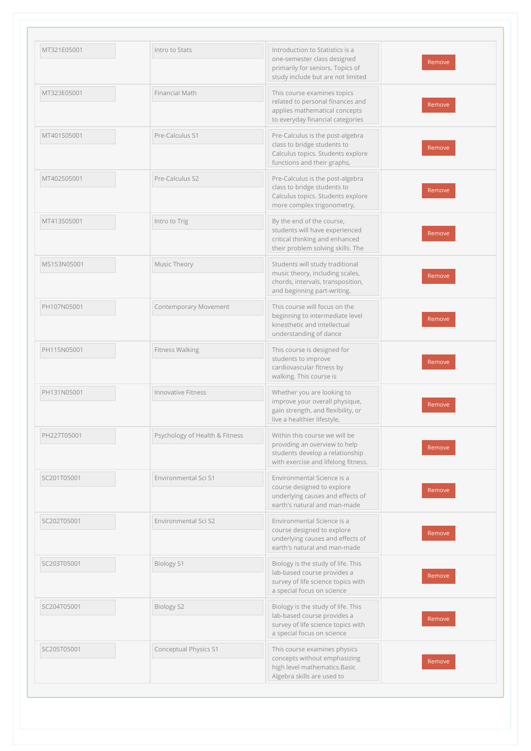| | | | |
|---|---|---|---|
| MT321E05001 | Intro to Stats | Introduction to Statistics is a one-semester class designed primarily for seniors. Topics of study include but are not limited | Remove |
| MT323E05001 | Financial Math | This course examines topics related to personal finances and applies mathematical concepts to everyday financial categories | Remove |
| MT401S05001 | Pre-Calculus S1 | Pre-Calculus is the post-algebra class to bridge students to Calculus topics. Students explore functions and their graphs, | Remove |
| MT402S05001 | Pre-Calculus S2 | Pre-Calculus is the post-algebra class to bridge students to Calculus topics. Students explore more complex trigonometry, | Remove |
| MT413S05001 | Intro to Trig | By the end of the course, students will have experienced critical thinking and enhanced their problem solving skills. The | Remove |
| MS153N05001 | Music Theory | Students will study traditional music theory, including scales, chords, intervals, transposition, and beginning part-writing. | Remove |
| PH107N05001 | Contemporary Movement | This course will focus on the beginning to intermediate level kinesthetic and intellectual understanding of dance | Remove |
| PH115N05001 | Fitness Walking | This course is designed for students to improve cardiovascular fitness by walking. This course is | Remove |
| PH131N05001 | Innovative Fitness | Whether you are looking to improve your overall physique, gain strength, and flexibility, or live a healthier lifestyle, | Remove |
| PH227T05001 | Psychology of Health & Fitness | Within this course we will be providing an overview to help students develop a relationship with exercise and lifelong fitness. | Remove |
| SC201T05001 | Environmental Sci S1 | Environmental Science is a course designed to explore underlying causes and effects of earth's natural and man-made | Remove |
| SC202T05001 | Environmental Sci S2 | Environmental Science is a course designed to explore underlying causes and effects of earth's natural and man-made | Remove |
| SC203T05001 | Biology S1 | Biology is the study of life. This lab-based course provides a survey of life science topics with a special focus on science | Remove |
| SC204T05001 | Biology S2 | Biology is the study of life. This lab-based course provides a survey of life science topics with a special focus on science | Remove |
| SC205T05001 | Conceptual Physics S1 | This course examines physics concepts without emphasizing high level mathematics.Basic Algebra skills are used to | Remove |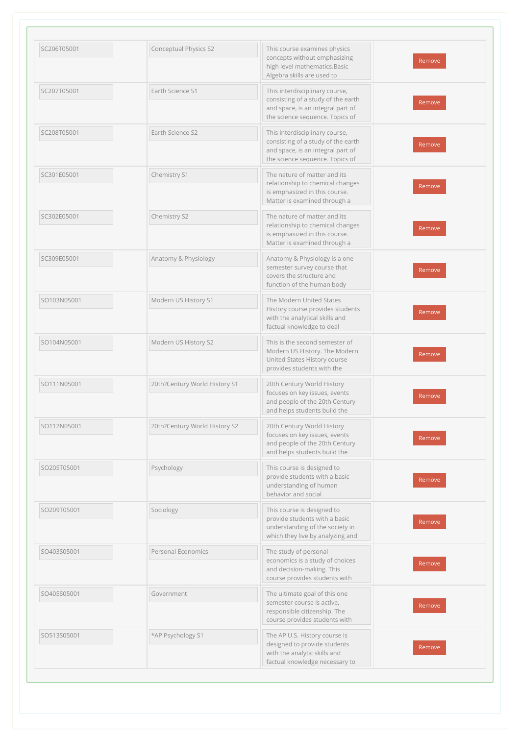| | | | |
|---|---|---|---|
| SC206T05001 | Conceptual Physics S2 | This course examines physics concepts without emphasizing high level mathematics.Basic Algebra skills are used to | Remove |
| SC207T05001 | Earth Science S1 | This interdisciplinary course, consisting of a study of the earth and space, is an integral part of the science sequence. Topics of | Remove |
| SC208T05001 | Earth Science S2 | This interdisciplinary course, consisting of a study of the earth and space, is an integral part of the science sequence. Topics of | Remove |
| SC301E05001 | Chemistry S1 | The nature of matter and its relationship to chemical changes is emphasized in this course. Matter is examined through a | Remove |
| SC302E05001 | Chemistry S2 | The nature of matter and its relationship to chemical changes is emphasized in this course. Matter is examined through a | Remove |
| SC309E05001 | Anatomy & Physiology | Anatomy & Physiology is a one semester survey course that covers the structure and function of the human body | Remove |
| SO103N05001 | Modern US History S1 | The Modern United States History course provides students with the analytical skills and factual knowledge to deal | Remove |
| SO104N05001 | Modern US History S2 | This is the second semester of Modern US History. The Modern United States History course provides students with the | Remove |
| SO111N05001 | 20th?Century World History S1 | 20th Century World History focuses on key issues, events and people of the 20th Century and helps students build the | Remove |
| SO112N05001 | 20th?Century World History S2 | 20th Century World History focuses on key issues, events and people of the 20th Century and helps students build the | Remove |
| SO205T05001 | Psychology | This course is designed to provide students with a basic understanding of human behavior and social | Remove |
| SO209T05001 | Sociology | This course is designed to provide students with a basic understanding of the society in which they live by analyzing and | Remove |
| SO403S05001 | Personal Economics | The study of personal economics is a study of choices and decision-making. This course provides students with | Remove |
| SO405S05001 | Government | The ultimate goal of this one semester course is active, responsible citizenship. The course provides students with | Remove |
| SO513S05001 | *AP Psychology S1 | The AP U.S. History course is designed to provide students with the analytic skills and factual knowledge necessary to | Remove |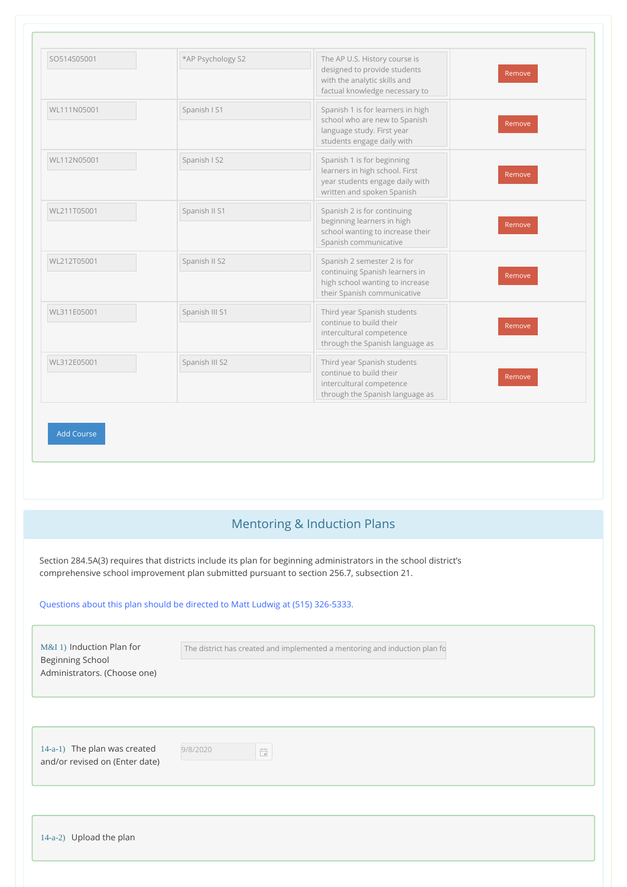| | | | |
|---|---|---|---|
| SO514S05001 | *AP Psychology S2 | The AP U.S. History course is designed to provide students with the analytic skills and factual knowledge necessary to | Remove |
| WL111N05001 | Spanish I S1 | Spanish 1 is for learners in high school who are new to Spanish language study. First year students engage daily with | Remove |
| WL112N05001 | Spanish I S2 | Spanish 1 is for beginning learners in high school. First year students engage daily with written and spoken Spanish | Remove |
| WL211T05001 | Spanish II S1 | Spanish 2 is for continuing beginning learners in high school wanting to increase their Spanish communicative | Remove |
| WL212T05001 | Spanish II S2 | Spanish 2 semester 2 is for continuing Spanish learners in high school wanting to increase their Spanish communicative | Remove |
| WL311E05001 | Spanish III S1 | Third year Spanish students continue to build their intercultural competence through the Spanish language as | Remove |
| WL312E05001 | Spanish III S2 | Third year Spanish students continue to build their intercultural competence through the Spanish language as | Remove |

Add Course

## Mentoring & Induction Plans

Section 284.5A(3) requires that districts include its plan for beginning administrators in the school district's comprehensive school improvement plan submitted pursuant to section 256.7, subsection 21.

Questions about this plan should be directed to Matt Ludwig at (515) 326-5333.

M&I 1) Induction Plan for Beginning School Administrators. (Choose one)

The district has created and implemented a mentoring and induction plan fo

14-a-1) The plan was created and/or revised on (Enter date)

9/8/2020

14-a-2) Upload the plan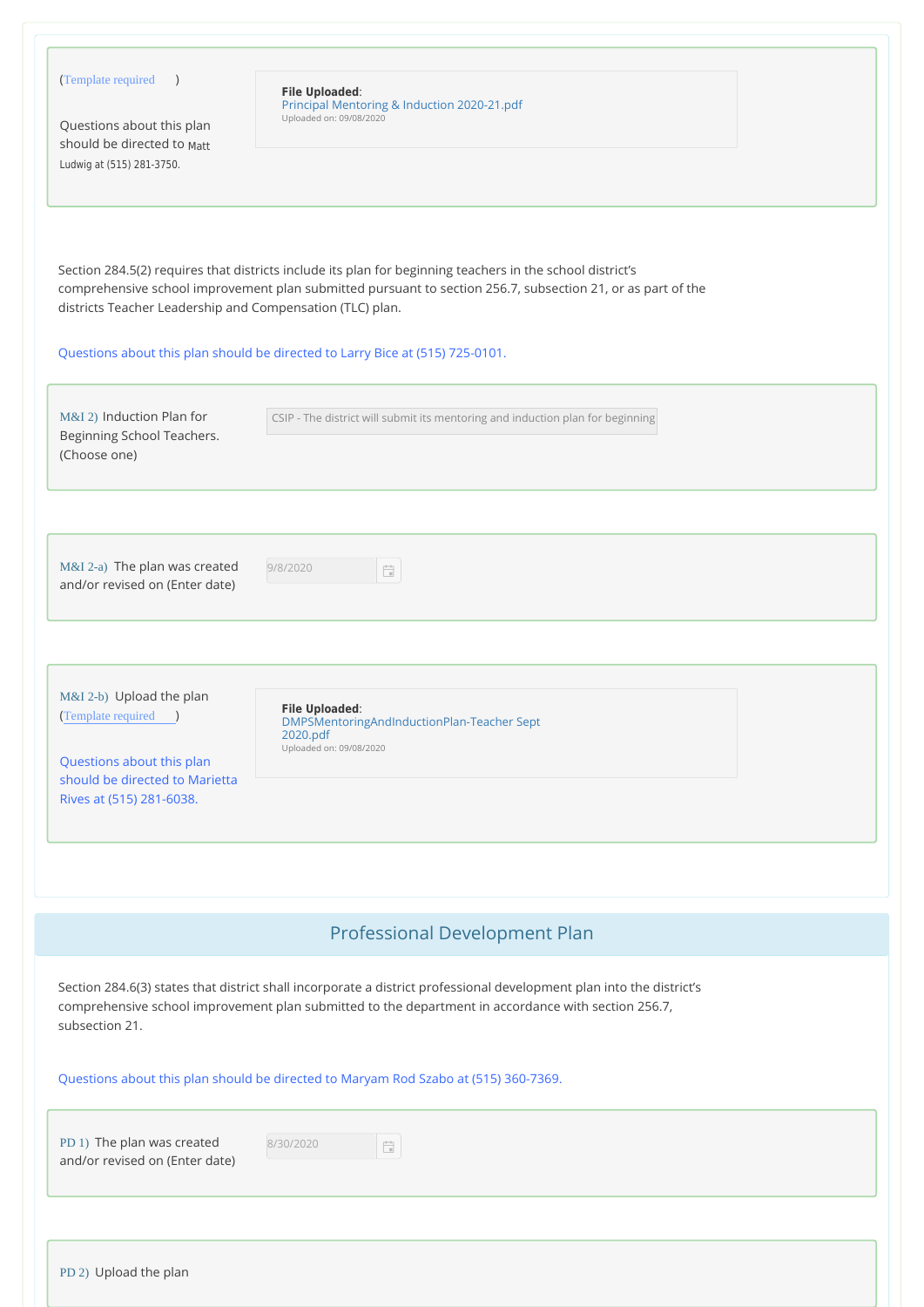(Template required )

Questions about this plan should be directed to Matt Ludwig at (515) 281-3750.

**File Uploaded**: Principal Mentoring & Induction 2020-21.pdf
Uploaded on: 09/08/2020

Section 284.5(2) requires that districts include its plan for beginning teachers in the school district's comprehensive school improvement plan submitted pursuant to section 256.7, subsection 21, or as part of the districts Teacher Leadership and Compensation (TLC) plan.

Questions about this plan should be directed to Larry Bice at (515) 725-0101.

M&I 2) Induction Plan for Beginning School Teachers. (Choose one)

CSIP - The district will submit its mentoring and induction plan for beginning

M&I 2-a) The plan was created and/or revised on (Enter date)

9/8/2020

M&I 2-b) Upload the plan (Template required )

Questions about this plan should be directed to Marietta Rives at (515) 281-6038.

**File Uploaded**: DMPSMentoringAndInductionPlan-Teacher Sept 2020.pdf
Uploaded on: 09/08/2020

## Professional Development Plan

Section 284.6(3) states that district shall incorporate a district professional development plan into the district's comprehensive school improvement plan submitted to the department in accordance with section 256.7, subsection 21.

Questions about this plan should be directed to Maryam Rod Szabo at (515) 360-7369.

PD 1) The plan was created and/or revised on (Enter date)

8/30/2020

PD 2) Upload the plan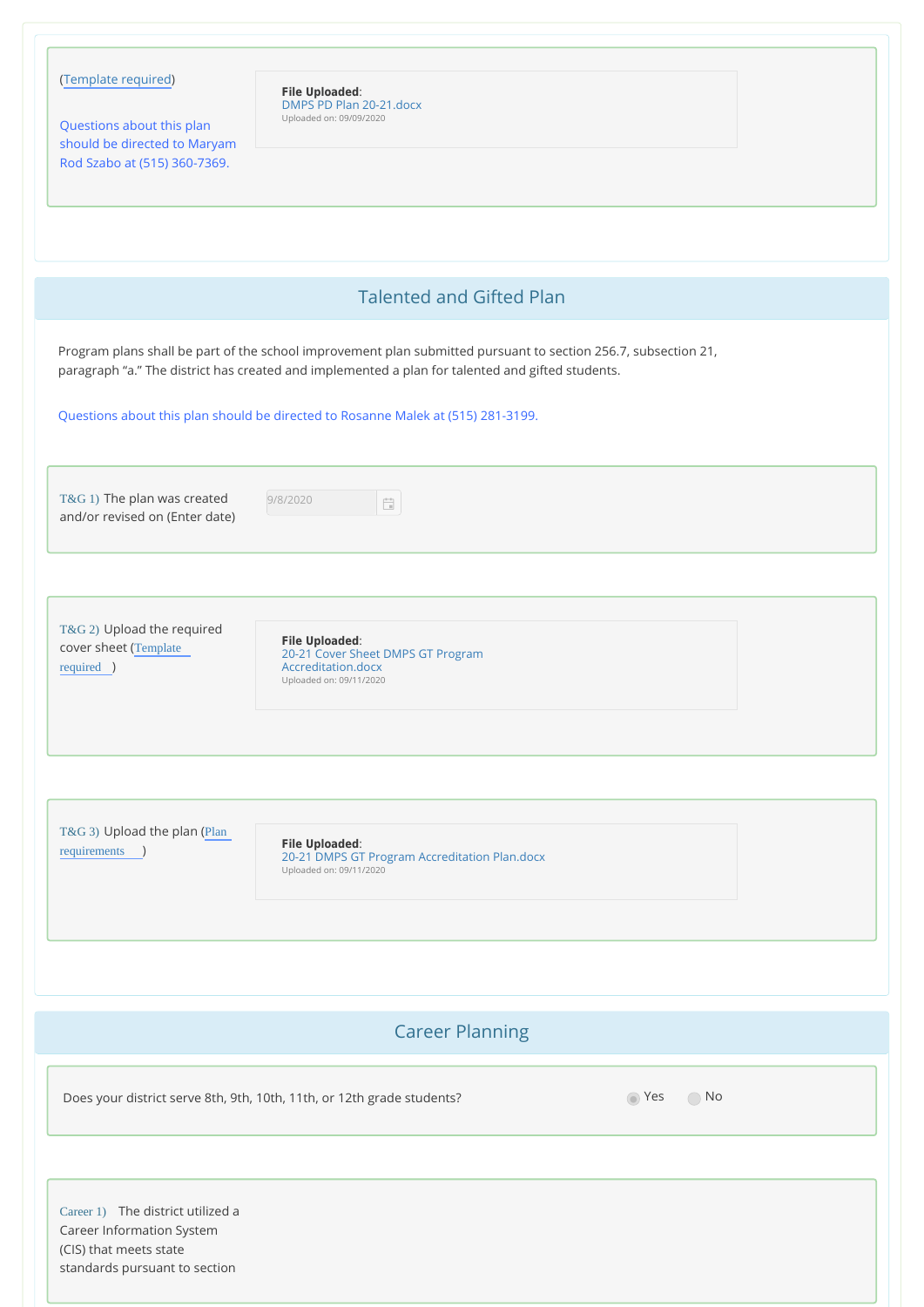(Template required)

Questions about this plan should be directed to Maryam Rod Szabo at (515) 360-7369.

**File Uploaded**: DMPS PD Plan 20-21.docx
Uploaded on: 09/09/2020

## Talented and Gifted Plan

Program plans shall be part of the school improvement plan submitted pursuant to section 256.7, subsection 21, paragraph "a." The district has created and implemented a plan for talented and gifted students.

Questions about this plan should be directed to Rosanne Malek at (515) 281-3199.

T&G 1) The plan was created and/or revised on (Enter date)

9/8/2020

T&G 2) Upload the required cover sheet (Template required)

**File Uploaded**: 20-21 Cover Sheet DMPS GT Program Accreditation.docx
Uploaded on: 09/11/2020

T&G 3) Upload the plan (Plan requirements)

**File Uploaded**: 20-21 DMPS GT Program Accreditation Plan.docx
Uploaded on: 09/11/2020

## Career Planning

Does your district serve 8th, 9th, 10th, 11th, or 12th grade students?

(●) Yes ( ) No

Career 1) The district utilized a Career Information System (CIS) that meets state standards pursuant to section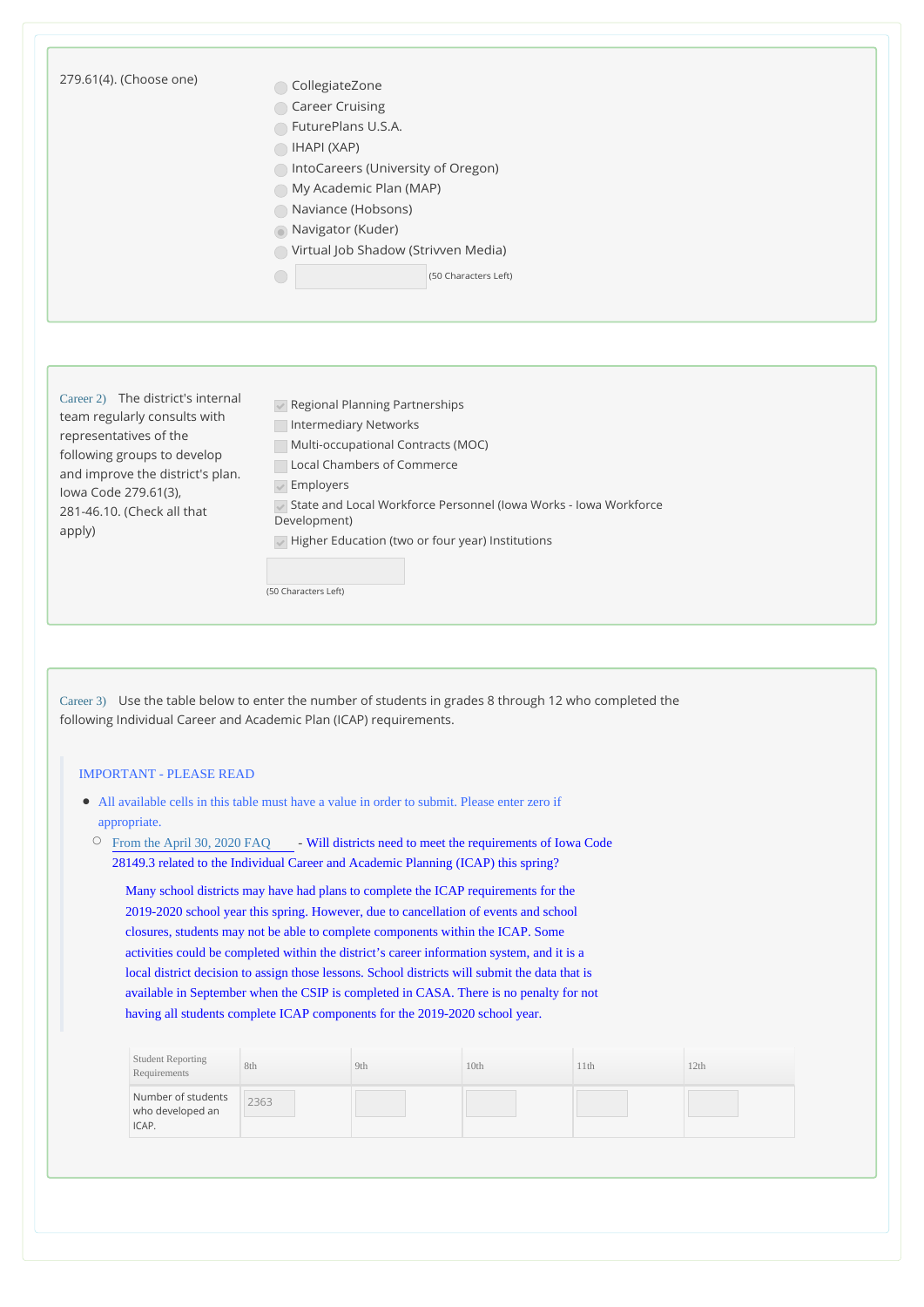279.61(4). (Choose one)

- [ ] CollegiateZone
- [ ] Career Cruising
- [ ] FuturePlans U.S.A.
- [ ] IHAPI (XAP)
- [ ] IntoCareers (University of Oregon)
- [ ] My Academic Plan (MAP)
- [ ] Naviance (Hobsons)
- [x] Navigator (Kuder)
- [ ] Virtual Job Shadow (Strivven Media)
- [ ] (50 Characters Left)

---

Career 2) The district's internal team regularly consults with representatives of the following groups to develop and improve the district's plan. Iowa Code 279.61(3), 281-46.10. (Check all that apply)

- [x] Regional Planning Partnerships
- [ ] Intermediary Networks
- [ ] Multi-occupational Contracts (MOC)
- [ ] Local Chambers of Commerce
- [x] Employers
- [x] State and Local Workforce Personnel (Iowa Works - Iowa Workforce Development)
- [x] Higher Education (two or four year) Institutions

(50 Characters Left)

---

Career 3) Use the table below to enter the number of students in grades 8 through 12 who completed the following Individual Career and Academic Plan (ICAP) requirements.

IMPORTANT - PLEASE READ

- All available cells in this table must have a value in order to submit. Please enter zero if appropriate.
  - From the April 30, 2020 FAQ - Will districts need to meet the requirements of Iowa Code 28149.3 related to the Individual Career and Academic Planning (ICAP) this spring?

    Many school districts may have had plans to complete the ICAP requirements for the 2019-2020 school year this spring. However, due to cancellation of events and school closures, students may not be able to complete components within the ICAP. Some activities could be completed within the district's career information system, and it is a local district decision to assign those lessons. School districts will submit the data that is available in September when the CSIP is completed in CASA. There is no penalty for not having all students complete ICAP components for the 2019-2020 school year.

| Student Reporting Requirements | 8th | 9th | 10th | 11th | 12th |
|---|---|---|---|---|---|
| Number of students who developed an ICAP. | 2363 | | | | |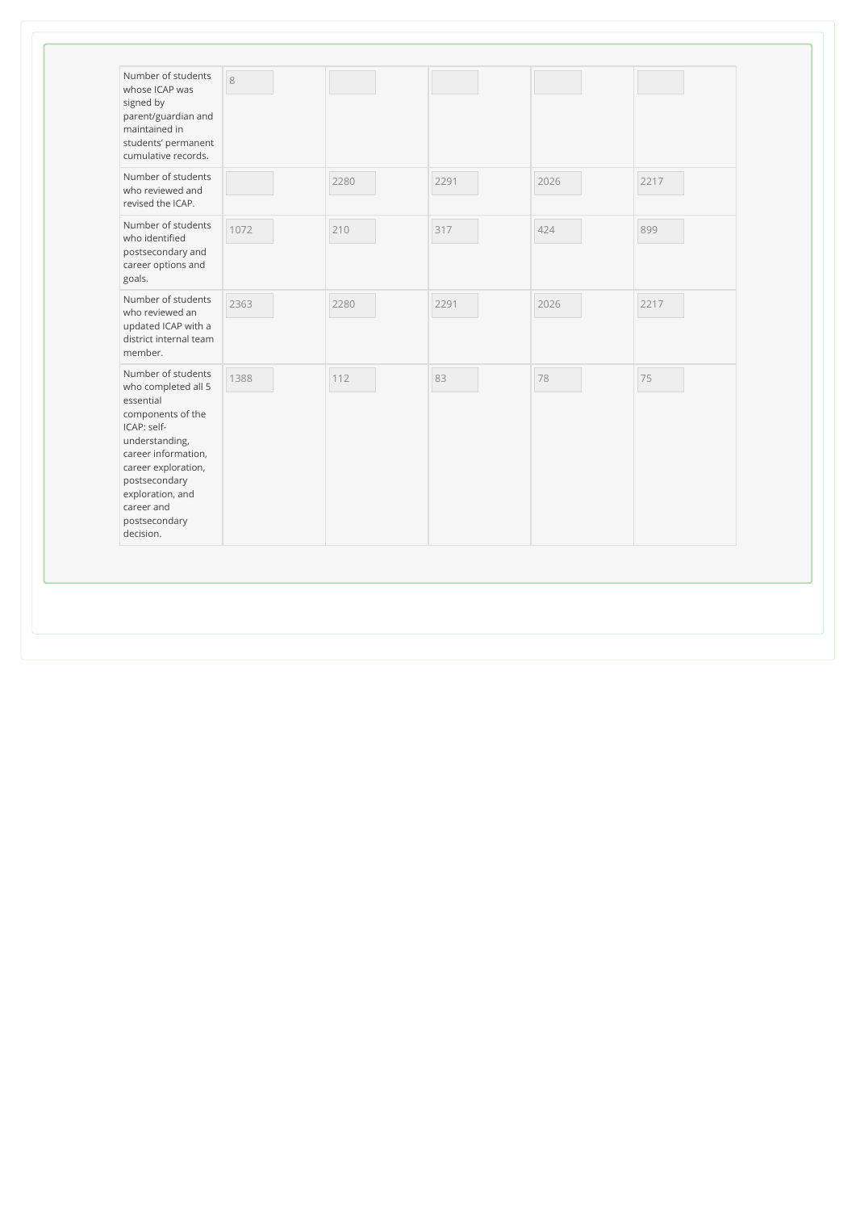| | | | | | |
|---|---|---|---|---|---|
| Number of students whose ICAP was signed by parent/guardian and maintained in students' permanent cumulative records. | 8 | | | | |
| Number of students who reviewed and revised the ICAP. | | 2280 | 2291 | 2026 | 2217 |
| Number of students who identified postsecondary and career options and goals. | 1072 | 210 | 317 | 424 | 899 |
| Number of students who reviewed an updated ICAP with a district internal team member. | 2363 | 2280 | 2291 | 2026 | 2217 |
| Number of students who completed all 5 essential components of the ICAP: self-understanding, career information, career exploration, postsecondary exploration, and career and postsecondary decision. | 1388 | 112 | 83 | 78 | 75 |